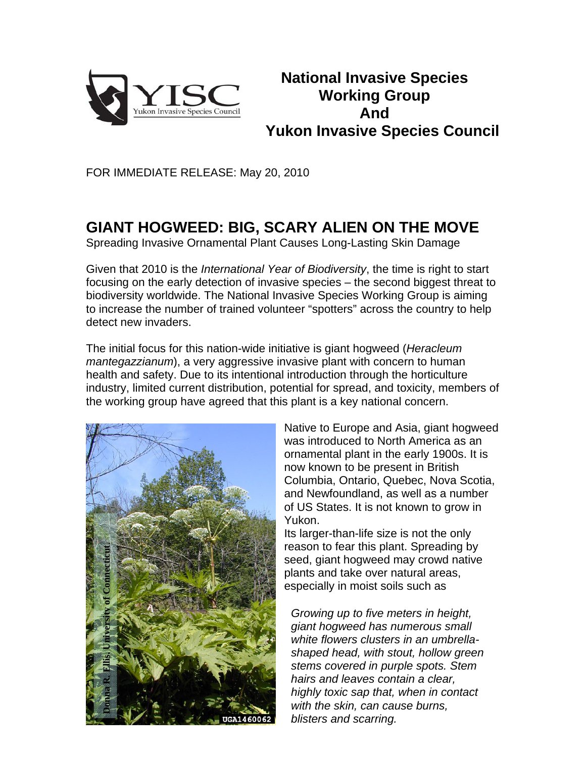**National Invasive Species Working Group And Yukon Invasive Species Council**

FOR IMMEDIATE RELEASE: May 20, 2010

# GIANT HOGWEED: BIG, SCARY ALIEN ON THE MOVE

Spreading Invasive Ornamental Plant Causes Long-Lasting Skin Damage

Given that 2010 is the *International Year of Biodiversity*, the time is right to start focusing on the early detection of invasive species – the second biggest threat to biodiversity worldwide. The National Invasive Species Working Group is aiming to increase the number of trained volunteer "spotters" across the country to help detect new invaders.

The initial focus for this nation-wide initiative is giant hogweed (*Heracleum mantegazzianum*), a very aggressive invasive plant with concern to human health and safety. Due to its intentional introduction through the horticulture industry, limited current distribution, potential for spread, and toxicity, members of the working group have agreed that this plant is a key national concern.

Native to Europe and Asia, giant hogweed was introduced to North America as an ornamental plant in the early 1900s. It is now known to be present in British Columbia, Ontario, Quebec, Nova Scotia, and Newfoundland, as well as a number of US States. It is not known to grow in Yukon.

Its larger-than-life size is not the only reason to fear this plant. Spreading by seed, giant hogweed may crowd native plants and take over natural areas, especially in moist soils such as

*Growing up to five meters in height, giant hogweed has numerous small white flowers clusters in an umbrella-shaped head, with stout, hollow green stems covered in purple spots. Stem hairs and leaves contain a clear, highly toxic sap that, when in contact with the skin, can cause burns, blisters and scarring.*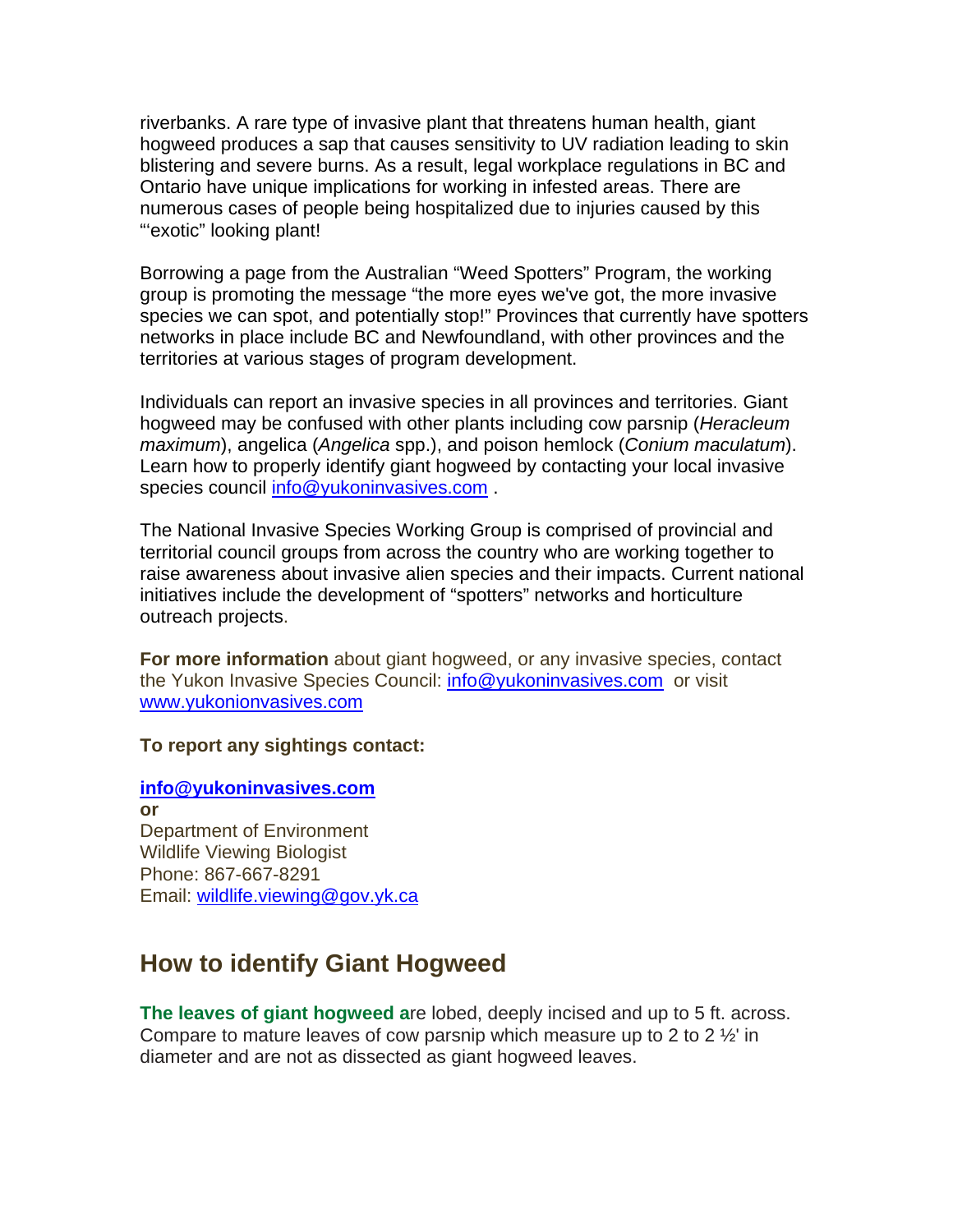riverbanks. A rare type of invasive plant that threatens human health, giant hogweed produces a sap that causes sensitivity to UV radiation leading to skin blistering and severe burns. As a result, legal workplace regulations in BC and Ontario have unique implications for working in infested areas. There are numerous cases of people being hospitalized due to injuries caused by this "'exotic" looking plant!

Borrowing a page from the Australian "Weed Spotters" Program, the working group is promoting the message "the more eyes we've got, the more invasive species we can spot, and potentially stop!" Provinces that currently have spotters networks in place include BC and Newfoundland, with other provinces and the territories at various stages of program development.

Individuals can report an invasive species in all provinces and territories. Giant hogweed may be confused with other plants including cow parsnip (*Heracleum maximum*), angelica (*Angelica* spp.), and poison hemlock (*Conium maculatum*). Learn how to properly identify giant hogweed by contacting your local invasive species council info@yukoninvasives.com .

The National Invasive Species Working Group is comprised of provincial and territorial council groups from across the country who are working together to raise awareness about invasive alien species and their impacts. Current national initiatives include the development of "spotters" networks and horticulture outreach projects.

**For more information** about giant hogweed, or any invasive species, contact the Yukon Invasive Species Council: info@yukoninvasives.com or visit www.yukonionvasives.com

**To report any sightings contact:**

**info@yukoninvasives.com**
**or**
Department of Environment
Wildlife Viewing Biologist
Phone: 867-667-8291
Email: wildlife.viewing@gov.yk.ca

## How to identify Giant Hogweed

**The leaves of giant hogweed a**re lobed, deeply incised and up to 5 ft. across. Compare to mature leaves of cow parsnip which measure up to 2 to 2 ½' in diameter and are not as dissected as giant hogweed leaves.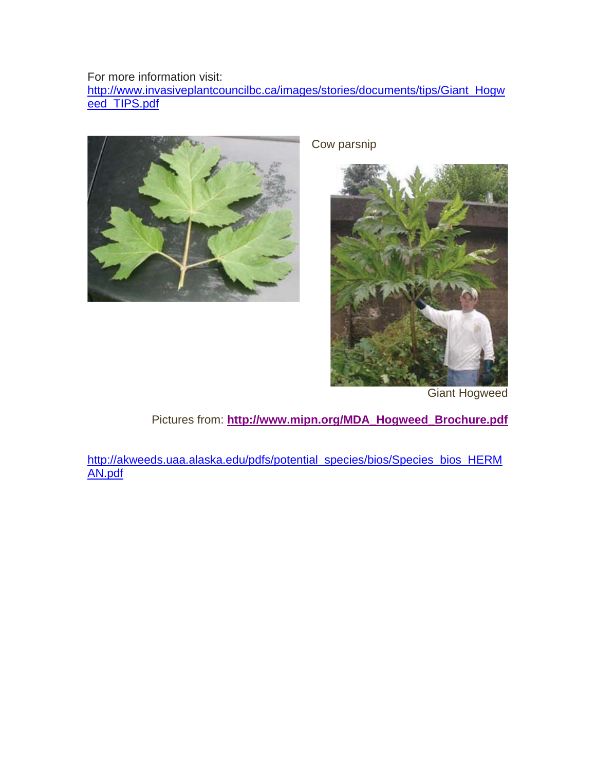For more information visit:
http://www.invasiveplantcouncilbc.ca/images/stories/documents/tips/Giant_Hogweed_TIPS.pdf

Cow parsnip

Giant Hogweed

Pictures from: **http://www.mipn.org/MDA_Hogweed_Brochure.pdf**

http://akweeds.uaa.alaska.edu/pdfs/potential_species/bios/Species_bios_HERMAN.pdf